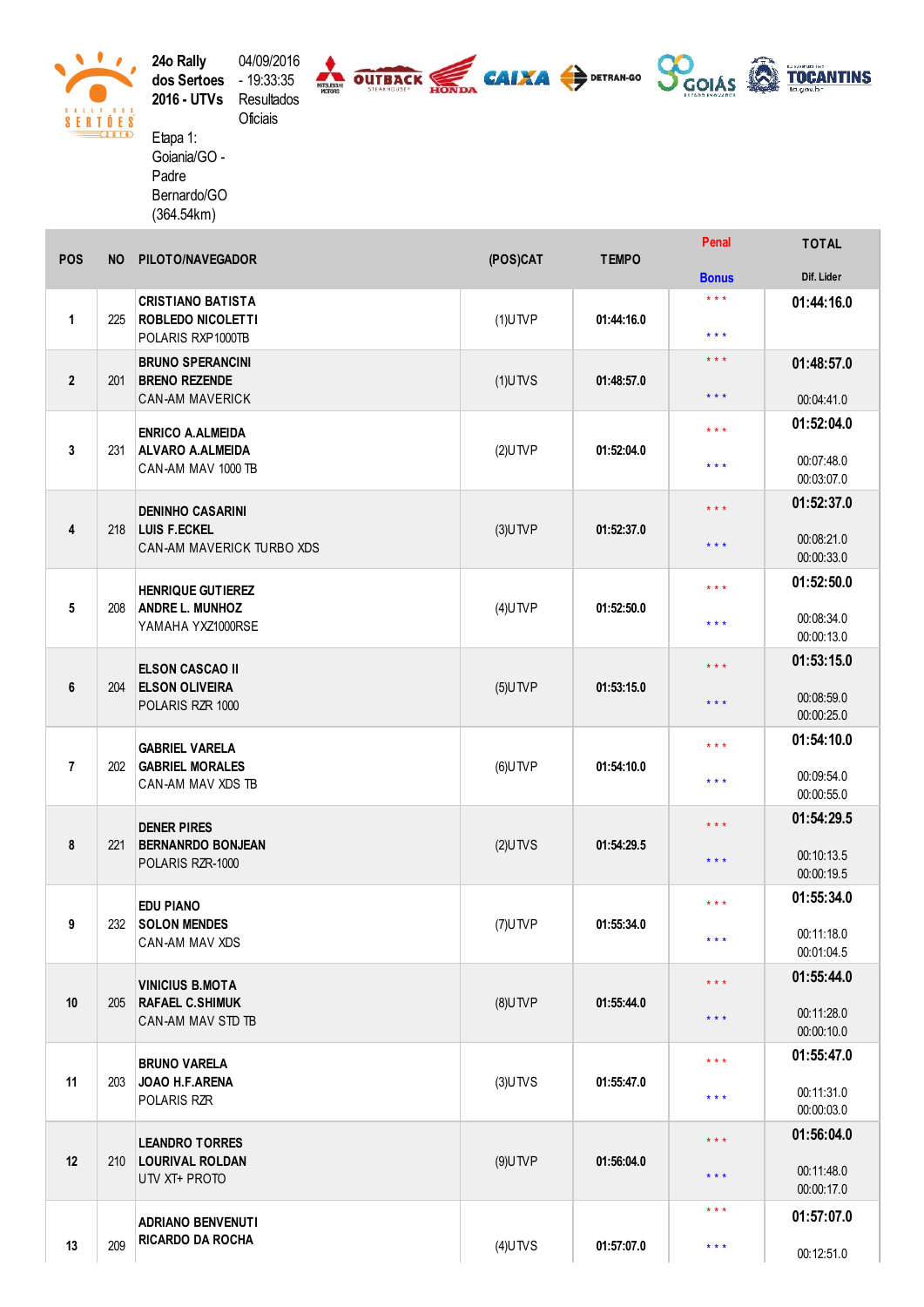24o Rally dos Sertoes 2016 - UTVs

04/09/2016 - 19:33:35 Resultados Oficiais

Etapa 1: Goiania/GO - Padre Bernardo/GO (364.54km)

| POS | NO | PILOTO/NAVEGADOR | (POS)CAT | TEMPO | Penal / Bonus | TOTAL / Dif. Lider |
|---|---|---|---|---|---|---|
| 1 | 225 | CRISTIANO BATISTA<br>ROBLEDO NICOLETTI<br>POLARIS RXP1000TB | (1)UTVP | 01:44:16.0 | * * *<br>* * * | 01:44:16.0 |
| 2 | 201 | BRUNO SPERANCINI<br>BRENO REZENDE<br>CAN-AM MAVERICK | (1)UTVS | 01:48:57.0 | * * *<br>* * * | 01:48:57.0<br>00:04:41.0 |
| 3 | 231 | ENRICO A.ALMEIDA<br>ALVARO A.ALMEIDA<br>CAN-AM MAV 1000 TB | (2)UTVP | 01:52:04.0 | * * *<br>* * * | 01:52:04.0<br>00:07:48.0<br>00:03:07.0 |
| 4 | 218 | DENINHO CASARINI<br>LUIS F.ECKEL<br>CAN-AM MAVERICK TURBO XDS | (3)UTVP | 01:52:37.0 | * * *<br>* * * | 01:52:37.0<br>00:08:21.0<br>00:00:33.0 |
| 5 | 208 | HENRIQUE GUTIEREZ<br>ANDRE L. MUNHOZ<br>YAMAHA YXZ1000RSE | (4)UTVP | 01:52:50.0 | * * *<br>* * * | 01:52:50.0<br>00:08:34.0<br>00:00:13.0 |
| 6 | 204 | ELSON CASCAO II<br>ELSON OLIVEIRA<br>POLARIS RZR 1000 | (5)UTVP | 01:53:15.0 | * * *<br>* * * | 01:53:15.0<br>00:08:59.0<br>00:00:25.0 |
| 7 | 202 | GABRIEL VARELA<br>GABRIEL MORALES<br>CAN-AM MAV XDS TB | (6)UTVP | 01:54:10.0 | * * *<br>* * * | 01:54:10.0<br>00:09:54.0<br>00:00:55.0 |
| 8 | 221 | DENER PIRES<br>BERNANRDO BONJEAN<br>POLARIS RZR-1000 | (2)UTVS | 01:54:29.5 | * * *<br>* * * | 01:54:29.5<br>00:10:13.5<br>00:00:19.5 |
| 9 | 232 | EDU PIANO<br>SOLON MENDES<br>CAN-AM MAV XDS | (7)UTVP | 01:55:34.0 | * * *<br>* * * | 01:55:34.0<br>00:11:18.0<br>00:01:04.5 |
| 10 | 205 | VINICIUS B.MOTA<br>RAFAEL C.SHIMUK<br>CAN-AM MAV STD TB | (8)UTVP | 01:55:44.0 | * * *<br>* * * | 01:55:44.0<br>00:11:28.0<br>00:00:10.0 |
| 11 | 203 | BRUNO VARELA<br>JOAO H.F.ARENA<br>POLARIS RZR | (3)UTVS | 01:55:47.0 | * * *<br>* * * | 01:55:47.0<br>00:11:31.0<br>00:00:03.0 |
| 12 | 210 | LEANDRO TORRES<br>LOURIVAL ROLDAN<br>UTV XT+ PROTO | (9)UTVP | 01:56:04.0 | * * *<br>* * * | 01:56:04.0<br>00:11:48.0<br>00:00:17.0 |
| 13 | 209 | ADRIANO BENVENUTI<br>RICARDO DA ROCHA | (4)UTVS | 01:57:07.0 | * * *<br>* * * | 01:57:07.0<br>00:12:51.0 |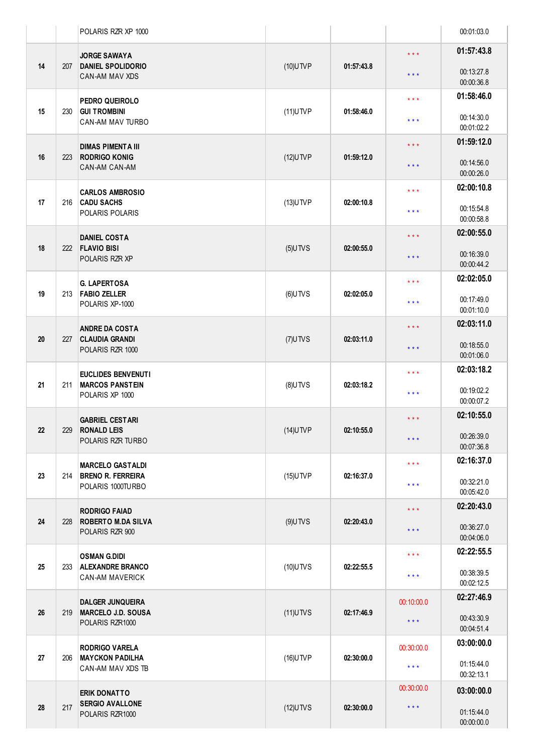| | | | | | | |
|---|---|---|---|---|---|---|
| | | POLARIS RZR XP 1000 | | | | 00:01:03.0 |
| 14 | 207 | **JORGE SAWAYA**<br>**DANIEL SPOLIDORIO**<br>CAN-AM MAV XDS | (10)UTVP | **01:57:43.8** | * * *<br>* * * | **01:57:43.8**<br>00:13:27.8<br>00:00:36.8 |
| 15 | 230 | **PEDRO QUEIROLO**<br>**GUI TROMBINI**<br>CAN-AM MAV TURBO | (11)UTVP | **01:58:46.0** | * * *<br>* * * | **01:58:46.0**<br>00:14:30.0<br>00:01:02.2 |
| 16 | 223 | **DIMAS PIMENTA III**<br>**RODRIGO KONIG**<br>CAN-AM CAN-AM | (12)UTVP | **01:59:12.0** | * * *<br>* * * | **01:59:12.0**<br>00:14:56.0<br>00:00:26.0 |
| 17 | 216 | **CARLOS AMBROSIO**<br>**CADU SACHS**<br>POLARIS POLARIS | (13)UTVP | **02:00:10.8** | * * *<br>* * * | **02:00:10.8**<br>00:15:54.8<br>00:00:58.8 |
| 18 | 222 | **DANIEL COSTA**<br>**FLAVIO BISI**<br>POLARIS RZR XP | (5)UTVS | **02:00:55.0** | * * *<br>* * * | **02:00:55.0**<br>00:16:39.0<br>00:00:44.2 |
| 19 | 213 | **G. LAPERTOSA**<br>**FABIO ZELLER**<br>POLARIS XP-1000 | (6)UTVS | **02:02:05.0** | * * *<br>* * * | **02:02:05.0**<br>00:17:49.0<br>00:01:10.0 |
| 20 | 227 | **ANDRE DA COSTA**<br>**CLAUDIA GRANDI**<br>POLARIS RZR 1000 | (7)UTVS | **02:03:11.0** | * * *<br>* * * | **02:03:11.0**<br>00:18:55.0<br>00:01:06.0 |
| 21 | 211 | **EUCLIDES BENVENUTI**<br>**MARCOS PANSTEIN**<br>POLARIS XP 1000 | (8)UTVS | **02:03:18.2** | * * *<br>* * * | **02:03:18.2**<br>00:19:02.2<br>00:00:07.2 |
| 22 | 229 | **GABRIEL CESTARI**<br>**RONALD LEIS**<br>POLARIS RZR TURBO | (14)UTVP | **02:10:55.0** | * * *<br>* * * | **02:10:55.0**<br>00:26:39.0<br>00:07:36.8 |
| 23 | 214 | **MARCELO GASTALDI**<br>**BRENO R. FERREIRA**<br>POLARIS 1000TURBO | (15)UTVP | **02:16:37.0** | * * *<br>* * * | **02:16:37.0**<br>00:32:21.0<br>00:05:42.0 |
| 24 | 228 | **RODRIGO FAIAD**<br>**ROBERTO M.DA SILVA**<br>POLARIS RZR 900 | (9)UTVS | **02:20:43.0** | * * *<br>* * * | **02:20:43.0**<br>00:36:27.0<br>00:04:06.0 |
| 25 | 233 | **OSMAN G.DIDI**<br>**ALEXANDRE BRANCO**<br>CAN-AM MAVERICK | (10)UTVS | **02:22:55.5** | * * *<br>* * * | **02:22:55.5**<br>00:38:39.5<br>00:02:12.5 |
| 26 | 219 | **DALGER JUNQUEIRA**<br>**MARCELO J.D. SOUSA**<br>POLARIS RZR1000 | (11)UTVS | **02:17:46.9** | 00:10:00.0<br>* * * | **02:27:46.9**<br>00:43:30.9<br>00:04:51.4 |
| 27 | 206 | **RODRIGO VARELA**<br>**MAYCKON PADILHA**<br>CAN-AM MAV XDS TB | (16)UTVP | **02:30:00.0** | 00:30:00.0<br>* * * | **03:00:00.0**<br>01:15:44.0<br>00:32:13.1 |
| 28 | 217 | **ERIK DONATTO**<br>**SERGIO AVALLONE**<br>POLARIS RZR1000 | (12)UTVS | **02:30:00.0** | 00:30:00.0<br>* * * | **03:00:00.0**<br>01:15:44.0<br>00:00:00.0 |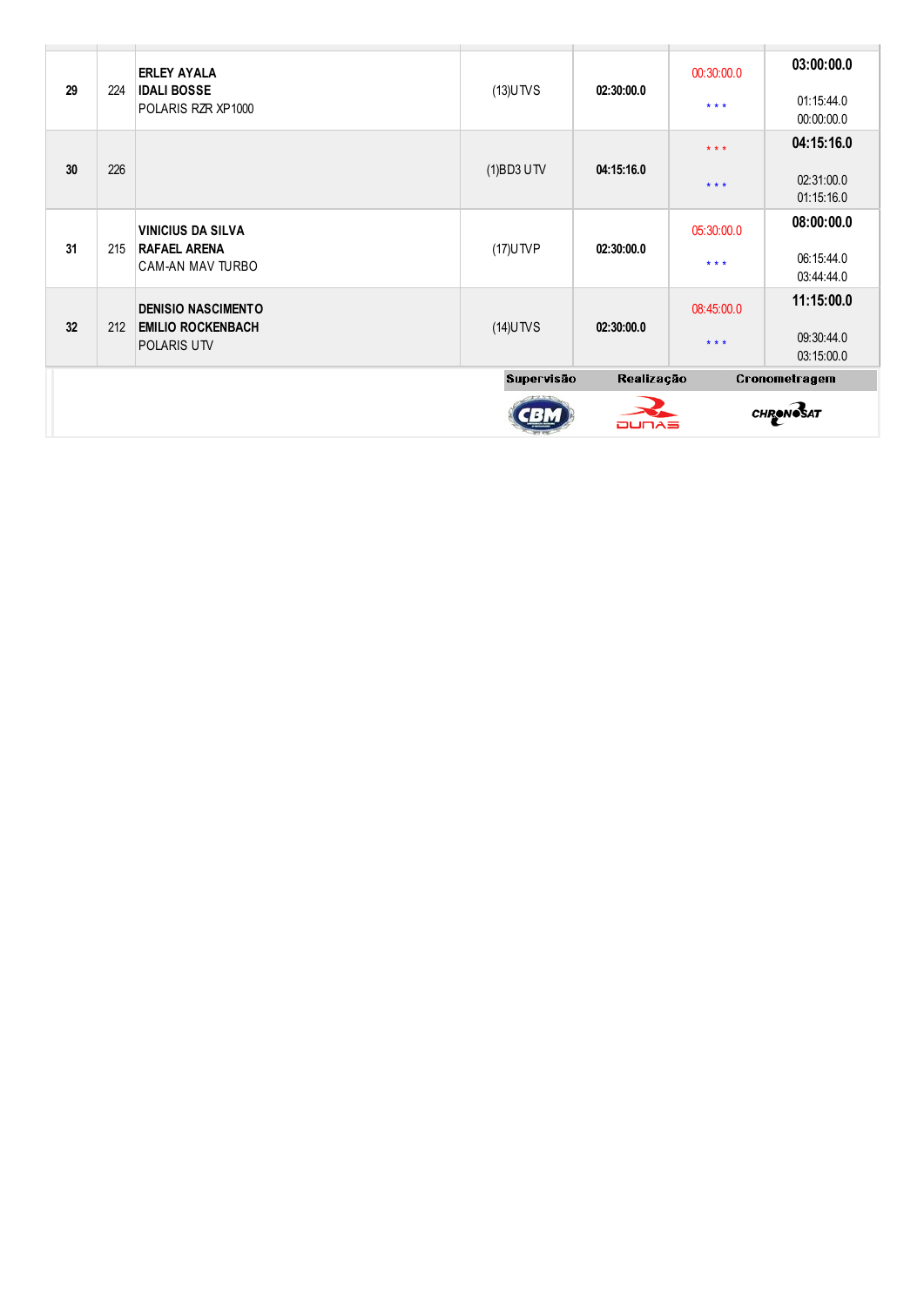| | | | | | | |
|---|---|---|---|---|---|---|
| 29 | 224 | **ERLEY AYALA**<br>**IDALI BOSSE**<br>POLARIS RZR XP1000 | (13)UTVS | **02:30:00.0** | 00:30:00.0<br>* * * | **03:00:00.0**<br>01:15:44.0<br>00:00:00.0 |
| 30 | 226 | | (1)BD3 UTV | **04:15:16.0** | * * *<br>* * * | **04:15:16.0**<br>02:31:00.0<br>01:15:16.0 |
| 31 | 215 | **VINICIUS DA SILVA**<br>**RAFAEL ARENA**<br>CAM-AN MAV TURBO | (17)UTVP | **02:30:00.0** | 05:30:00.0<br>* * * | **08:00:00.0**<br>06:15:44.0<br>03:44:44.0 |
| 32 | 212 | **DENISIO NASCIMENTO**<br>**EMILIO ROCKENBACH**<br>POLARIS UTV | (14)UTVS | **02:30:00.0** | 08:45:00.0<br>* * * | **11:15:00.0**<br>09:30:44.0<br>03:15:00.0 |

Supervisão | Realização | Cronometragem

CBM | DUNAS | CHRONOSAT